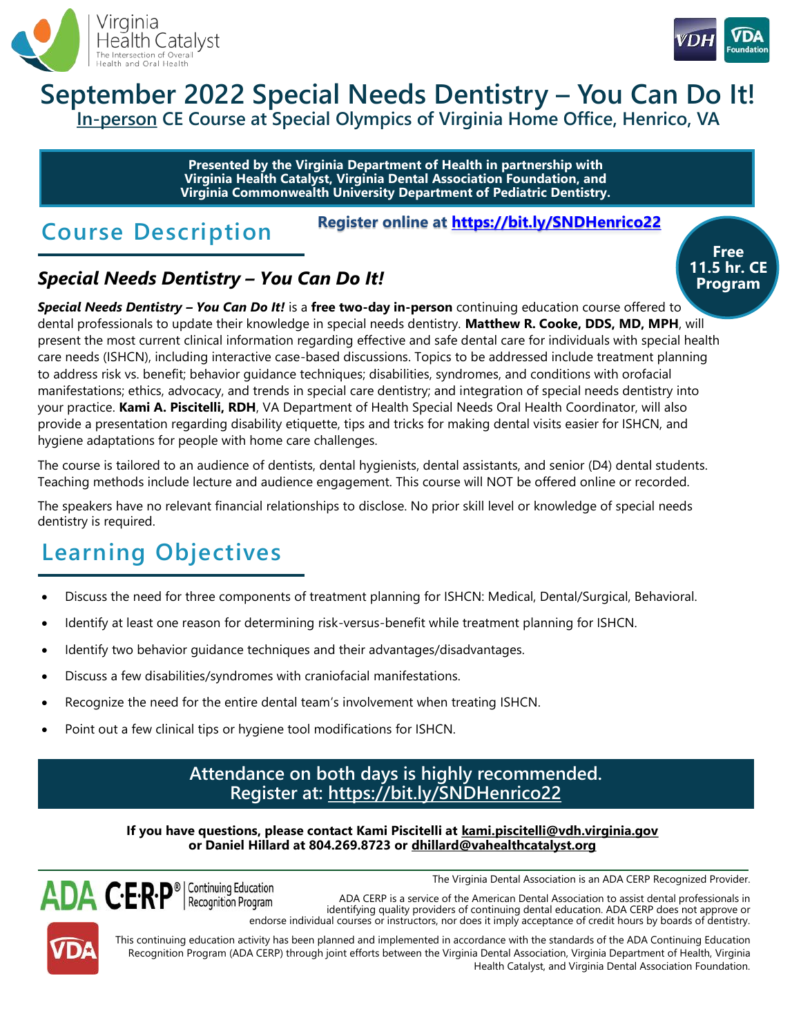Virginia Health Catalyst
The Intersection of Overall Health and Oral Health

VDH | VDA Foundation

# September 2022 Special Needs Dentistry – You Can Do It!

**In-person CE Course at Special Olympics of Virginia Home Office, Henrico, VA**

**Presented by the Virginia Department of Health in partnership with Virginia Health Catalyst, Virginia Dental Association Foundation, and Virginia Commonwealth University Department of Pediatric Dentistry.**

## Course Description

**Register online at https://bit.ly/SNDHenrico22**

**Free 11.5 hr. CE Program**

### *Special Needs Dentistry – You Can Do It!*

***Special Needs Dentistry – You Can Do It!*** is a **free two-day in-person** continuing education course offered to dental professionals to update their knowledge in special needs dentistry. **Matthew R. Cooke, DDS, MD, MPH**, will present the most current clinical information regarding effective and safe dental care for individuals with special health care needs (ISHCN), including interactive case-based discussions. Topics to be addressed include treatment planning to address risk vs. benefit; behavior guidance techniques; disabilities, syndromes, and conditions with orofacial manifestations; ethics, advocacy, and trends in special care dentistry; and integration of special needs dentistry into your practice. **Kami A. Piscitelli, RDH**, VA Department of Health Special Needs Oral Health Coordinator, will also provide a presentation regarding disability etiquette, tips and tricks for making dental visits easier for ISHCN, and hygiene adaptations for people with home care challenges.

The course is tailored to an audience of dentists, dental hygienists, dental assistants, and senior (D4) dental students. Teaching methods include lecture and audience engagement. This course will NOT be offered online or recorded.

The speakers have no relevant financial relationships to disclose. No prior skill level or knowledge of special needs dentistry is required.

## Learning Objectives

- Discuss the need for three components of treatment planning for ISHCN: Medical, Dental/Surgical, Behavioral.
- Identify at least one reason for determining risk-versus-benefit while treatment planning for ISHCN.
- Identify two behavior guidance techniques and their advantages/disadvantages.
- Discuss a few disabilities/syndromes with craniofacial manifestations.
- Recognize the need for the entire dental team's involvement when treating ISHCN.
- Point out a few clinical tips or hygiene tool modifications for ISHCN.

**Attendance on both days is highly recommended.**
**Register at: https://bit.ly/SNDHenrico22**

**If you have questions, please contact Kami Piscitelli at kami.piscitelli@vdh.virginia.gov or Daniel Hillard at 804.269.8723 or dhillard@vahealthcatalyst.org**

ADA C·E·R·P® | Continuing Education Recognition Program

The Virginia Dental Association is an ADA CERP Recognized Provider.

ADA CERP is a service of the American Dental Association to assist dental professionals in identifying quality providers of continuing dental education. ADA CERP does not approve or endorse individual courses or instructors, nor does it imply acceptance of credit hours by boards of dentistry.

This continuing education activity has been planned and implemented in accordance with the standards of the ADA Continuing Education Recognition Program (ADA CERP) through joint efforts between the Virginia Dental Association, Virginia Department of Health, Virginia Health Catalyst, and Virginia Dental Association Foundation.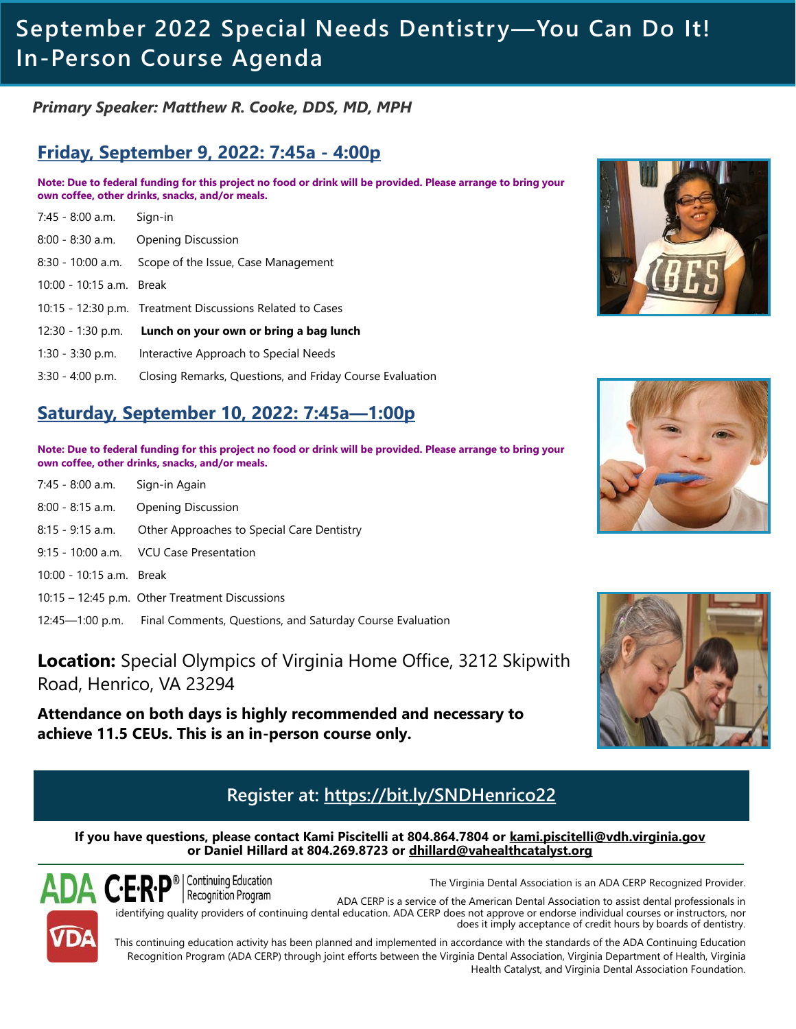# September 2022 Special Needs Dentistry—You Can Do It! In-Person Course Agenda

***Primary Speaker: Matthew R. Cooke, DDS, MD, MPH***

## Friday, September 9, 2022: 7:45a - 4:00p

**Note: Due to federal funding for this project no food or drink will be provided. Please arrange to bring your own coffee, other drinks, snacks, and/or meals.**

| | |
|---|---|
| 7:45 - 8:00 a.m. | Sign-in |
| 8:00 - 8:30 a.m. | Opening Discussion |
| 8:30 - 10:00 a.m. | Scope of the Issue, Case Management |
| 10:00 - 10:15 a.m. | Break |
| 10:15 - 12:30 p.m. | Treatment Discussions Related to Cases |
| 12:30 - 1:30 p.m. | **Lunch on your own or bring a bag lunch** |
| 1:30 - 3:30 p.m. | Interactive Approach to Special Needs |
| 3:30 - 4:00 p.m. | Closing Remarks, Questions, and Friday Course Evaluation |

## Saturday, September 10, 2022: 7:45a—1:00p

**Note: Due to federal funding for this project no food or drink will be provided. Please arrange to bring your own coffee, other drinks, snacks, and/or meals.**

| | |
|---|---|
| 7:45 - 8:00 a.m. | Sign-in Again |
| 8:00 - 8:15 a.m. | Opening Discussion |
| 8:15 - 9:15 a.m. | Other Approaches to Special Care Dentistry |
| 9:15 - 10:00 a.m. | VCU Case Presentation |
| 10:00 - 10:15 a.m. | Break |
| 10:15 – 12:45 p.m. | Other Treatment Discussions |
| 12:45—1:00 p.m. | Final Comments, Questions, and Saturday Course Evaluation |

**Location:** Special Olympics of Virginia Home Office, 3212 Skipwith Road, Henrico, VA 23294

**Attendance on both days is highly recommended and necessary to achieve 11.5 CEUs. This is an in-person course only.**

## Register at: https://bit.ly/SNDHenrico22

**If you have questions, please contact Kami Piscitelli at 804.864.7804 or kami.piscitelli@vdh.virginia.gov or Daniel Hillard at 804.269.8723 or dhillard@vahealthcatalyst.org**

ADA C·E·R·P® | Continuing Education Recognition Program

The Virginia Dental Association is an ADA CERP Recognized Provider.

ADA CERP is a service of the American Dental Association to assist dental professionals in identifying quality providers of continuing dental education. ADA CERP does not approve or endorse individual courses or instructors, nor does it imply acceptance of credit hours by boards of dentistry.

This continuing education activity has been planned and implemented in accordance with the standards of the ADA Continuing Education Recognition Program (ADA CERP) through joint efforts between the Virginia Dental Association, Virginia Department of Health, Virginia Health Catalyst, and Virginia Dental Association Foundation.